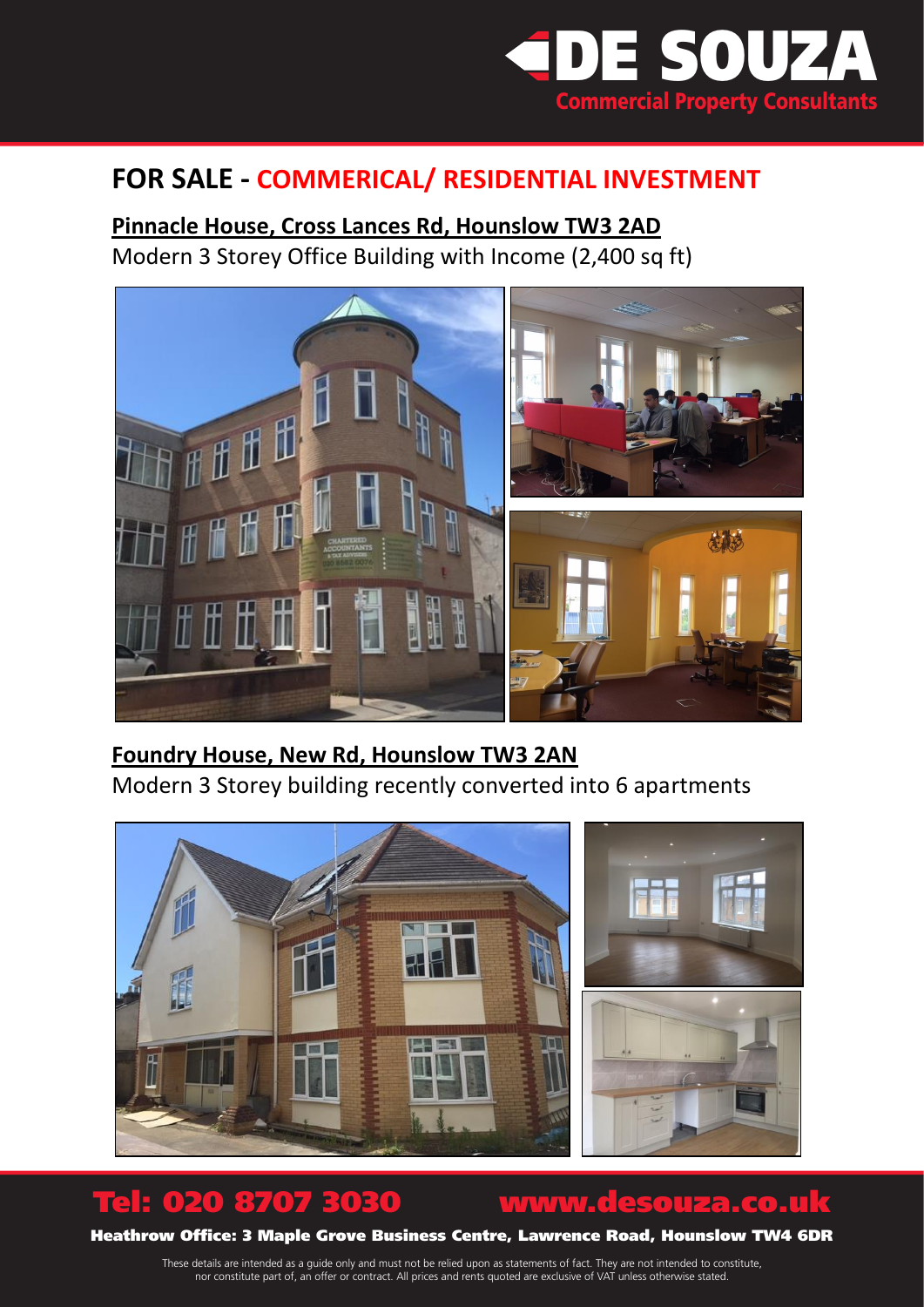**DE SOUZA**
**Commercial Property Consultants**

# FOR SALE - COMMERICAL/ RESIDENTIAL INVESTMENT

## Pinnacle House, Cross Lances Rd, Hounslow TW3 2AD

Modern 3 Storey Office Building with Income (2,400 sq ft)

## Foundry House, New Rd, Hounslow TW3 2AN

Modern 3 Storey building recently converted into 6 apartments

**Tel: 020 8707 3030** **www.desouza.co.uk**

**Heathrow Office: 3 Maple Grove Business Centre, Lawrence Road, Hounslow TW4 6DR**

These details are intended as a guide only and must not be relied upon as statements of fact. They are not intended to constitute, nor constitute part of, an offer or contract. All prices and rents quoted are exclusive of VAT unless otherwise stated.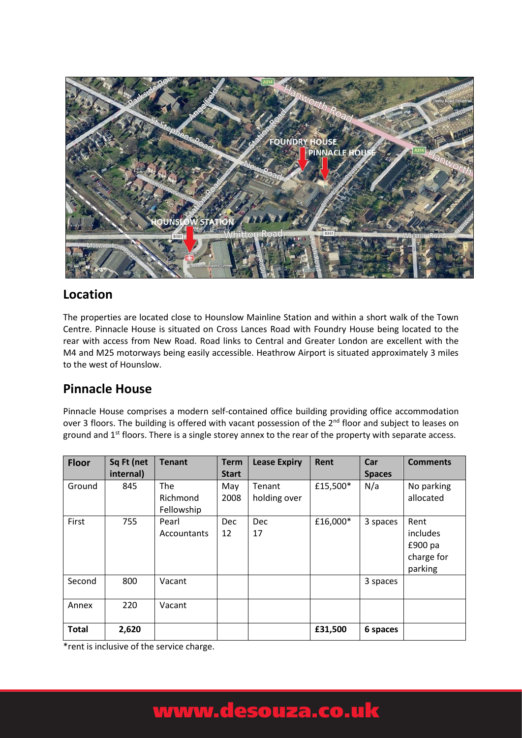## Location

The properties are located close to Hounslow Mainline Station and within a short walk of the Town Centre. Pinnacle House is situated on Cross Lances Road with Foundry House being located to the rear with access from New Road. Road links to Central and Greater London are excellent with the M4 and M25 motorways being easily accessible. Heathrow Airport is situated approximately 3 miles to the west of Hounslow.

## Pinnacle House

Pinnacle House comprises a modern self-contained office building providing office accommodation over 3 floors. The building is offered with vacant possession of the 2nd floor and subject to leases on ground and 1st floors. There is a single storey annex to the rear of the property with separate access.

| Floor | Sq Ft (net internal) | Tenant | Term Start | Lease Expiry | Rent | Car Spaces | Comments |
|---|---|---|---|---|---|---|---|
| Ground | 845 | The Richmond Fellowship | May 2008 | Tenant holding over | £15,500* | N/a | No parking allocated |
| First | 755 | Pearl Accountants | Dec 12 | Dec 17 | £16,000* | 3 spaces | Rent includes £900 pa charge for parking |
| Second | 800 | Vacant | | | | 3 spaces | |
| Annex | 220 | Vacant | | | | | |
| **Total** | **2,620** | | | | **£31,500** | **6 spaces** | |

*rent is inclusive of the service charge.

www.desouza.co.uk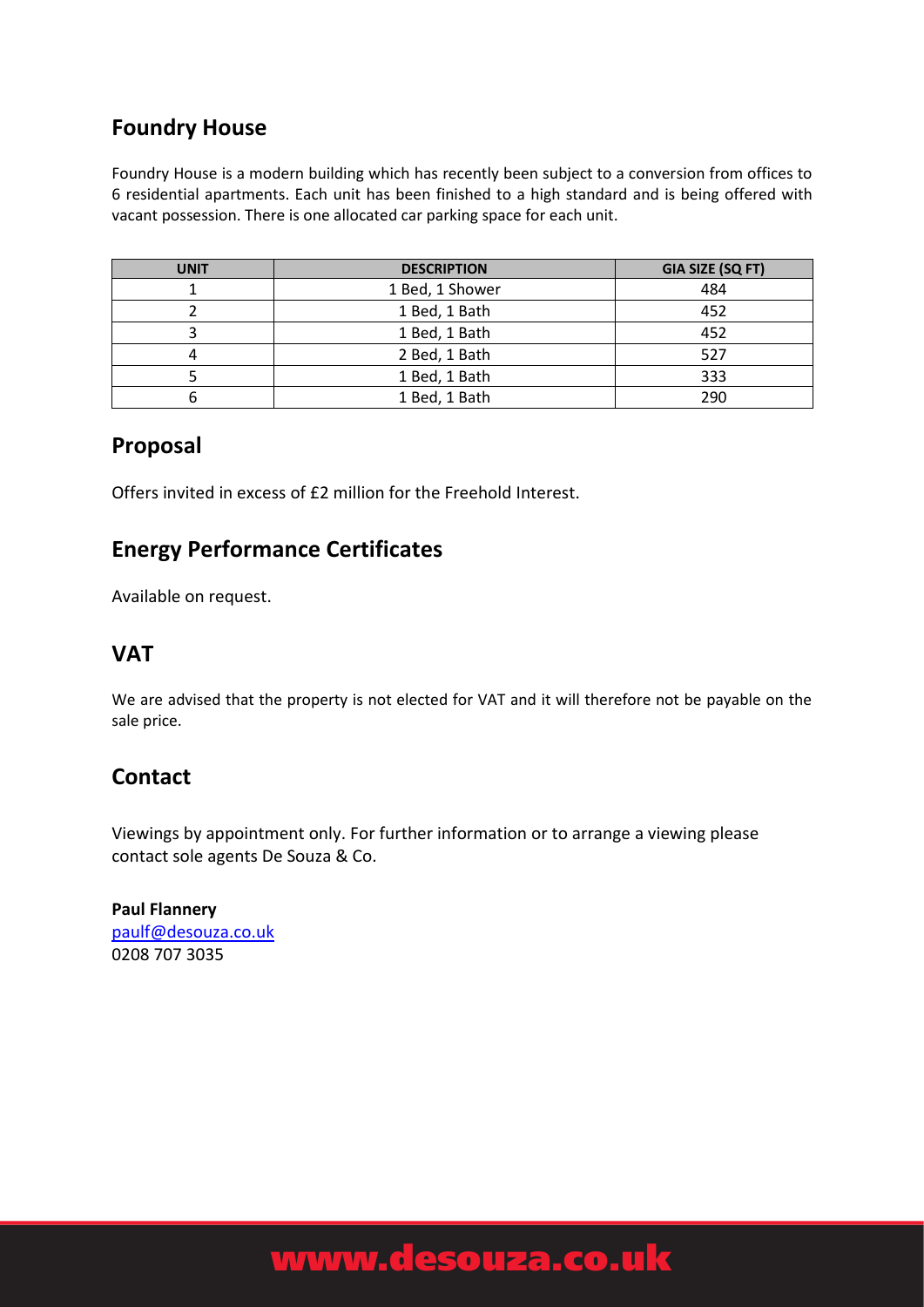## Foundry House

Foundry House is a modern building which has recently been subject to a conversion from offices to 6 residential apartments. Each unit has been finished to a high standard and is being offered with vacant possession. There is one allocated car parking space for each unit.

| UNIT | DESCRIPTION | GIA SIZE (SQ FT) |
|---|---|---|
| 1 | 1 Bed, 1 Shower | 484 |
| 2 | 1 Bed, 1 Bath | 452 |
| 3 | 1 Bed, 1 Bath | 452 |
| 4 | 2 Bed, 1 Bath | 527 |
| 5 | 1 Bed, 1 Bath | 333 |
| 6 | 1 Bed, 1 Bath | 290 |

## Proposal

Offers invited in excess of £2 million for the Freehold Interest.

## Energy Performance Certificates

Available on request.

## VAT

We are advised that the property is not elected for VAT and it will therefore not be payable on the sale price.

## Contact

Viewings by appointment only. For further information or to arrange a viewing please contact sole agents De Souza & Co.

**Paul Flannery**
paulf@desouza.co.uk
0208 707 3035

www.desouza.co.uk